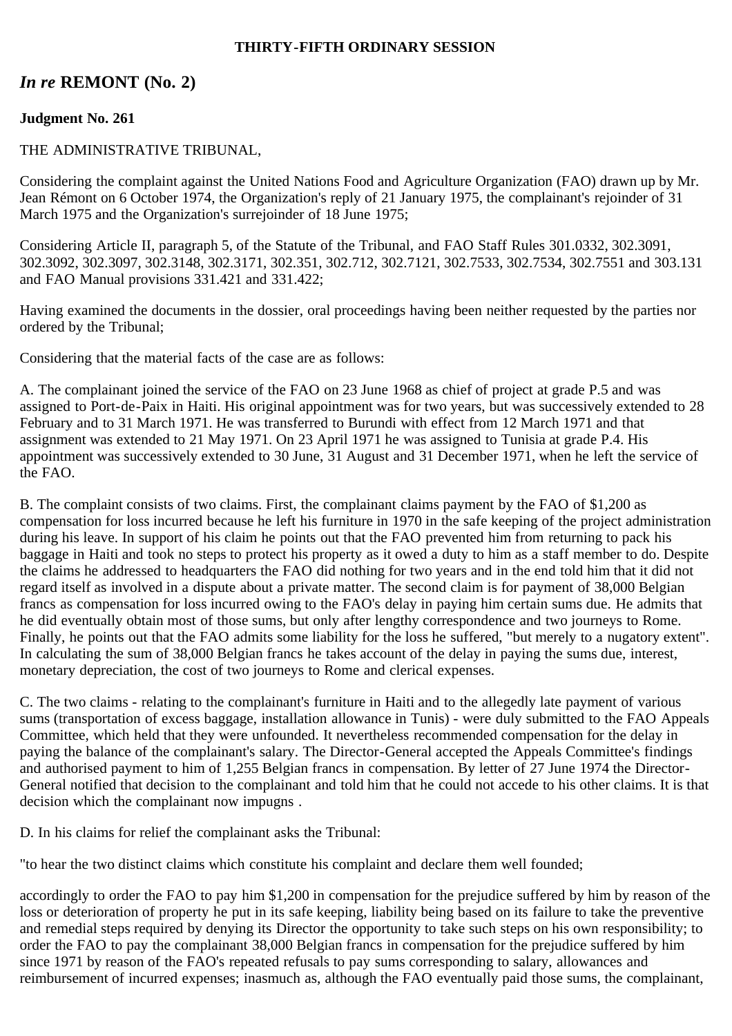**THIRTY-FIFTH ORDINARY SESSION**

## *In re* **REMONT (No. 2)**

**Judgment No. 261**

THE ADMINISTRATIVE TRIBUNAL,

Considering the complaint against the United Nations Food and Agriculture Organization (FAO) drawn up by Mr. Jean Rémont on 6 October 1974, the Organization's reply of 21 January 1975, the complainant's rejoinder of 31 March 1975 and the Organization's surrejoinder of 18 June 1975;

Considering Article II, paragraph 5, of the Statute of the Tribunal, and FAO Staff Rules 301.0332, 302.3091, 302.3092, 302.3097, 302.3148, 302.3171, 302.351, 302.712, 302.7121, 302.7533, 302.7534, 302.7551 and 303.131 and FAO Manual provisions 331.421 and 331.422;

Having examined the documents in the dossier, oral proceedings having been neither requested by the parties nor ordered by the Tribunal;

Considering that the material facts of the case are as follows:

A. The complainant joined the service of the FAO on 23 June 1968 as chief of project at grade P.5 and was assigned to Port-de-Paix in Haiti. His original appointment was for two years, but was successively extended to 28 February and to 31 March 1971. He was transferred to Burundi with effect from 12 March 1971 and that assignment was extended to 21 May 1971. On 23 April 1971 he was assigned to Tunisia at grade P.4. His appointment was successively extended to 30 June, 31 August and 31 December 1971, when he left the service of the FAO.

B. The complaint consists of two claims. First, the complainant claims payment by the FAO of $1,200 as compensation for loss incurred because he left his furniture in 1970 in the safe keeping of the project administration during his leave. In support of his claim he points out that the FAO prevented him from returning to pack his baggage in Haiti and took no steps to protect his property as it owed a duty to him as a staff member to do. Despite the claims he addressed to headquarters the FAO did nothing for two years and in the end told him that it did not regard itself as involved in a dispute about a private matter. The second claim is for payment of 38,000 Belgian francs as compensation for loss incurred owing to the FAO's delay in paying him certain sums due. He admits that he did eventually obtain most of those sums, but only after lengthy correspondence and two journeys to Rome. Finally, he points out that the FAO admits some liability for the loss he suffered, "but merely to a nugatory extent". In calculating the sum of 38,000 Belgian francs he takes account of the delay in paying the sums due, interest, monetary depreciation, the cost of two journeys to Rome and clerical expenses.

C. The two claims - relating to the complainant's furniture in Haiti and to the allegedly late payment of various sums (transportation of excess baggage, installation allowance in Tunis) - were duly submitted to the FAO Appeals Committee, which held that they were unfounded. It nevertheless recommended compensation for the delay in paying the balance of the complainant's salary. The Director-General accepted the Appeals Committee's findings and authorised payment to him of 1,255 Belgian francs in compensation. By letter of 27 June 1974 the Director-General notified that decision to the complainant and told him that he could not accede to his other claims. It is that decision which the complainant now impugns .

D. In his claims for relief the complainant asks the Tribunal:

"to hear the two distinct claims which constitute his complaint and declare them well founded;

accordingly to order the FAO to pay him $1,200 in compensation for the prejudice suffered by him by reason of the loss or deterioration of property he put in its safe keeping, liability being based on its failure to take the preventive and remedial steps required by denying its Director the opportunity to take such steps on his own responsibility; to order the FAO to pay the complainant 38,000 Belgian francs in compensation for the prejudice suffered by him since 1971 by reason of the FAO's repeated refusals to pay sums corresponding to salary, allowances and reimbursement of incurred expenses; inasmuch as, although the FAO eventually paid those sums, the complainant,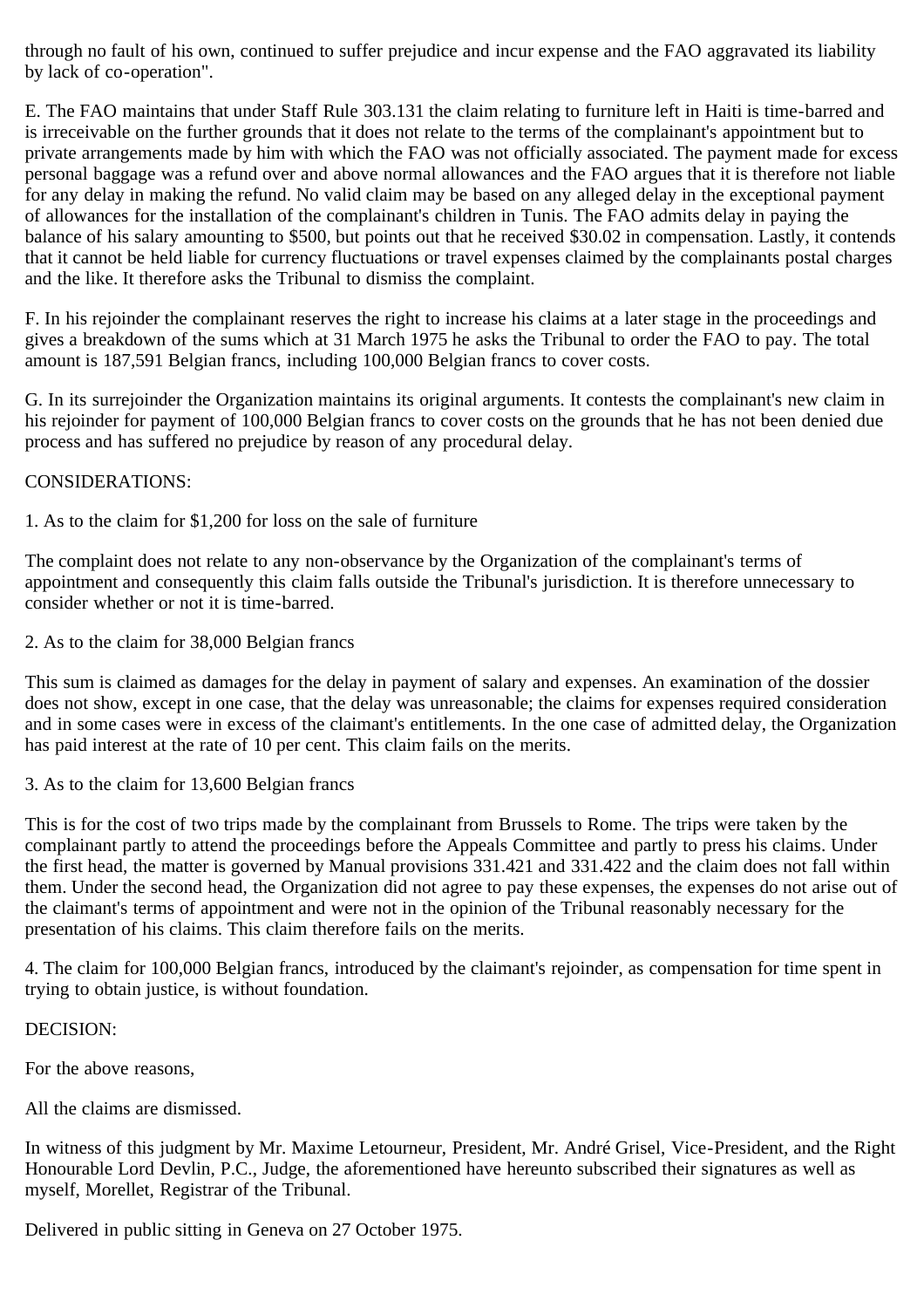through no fault of his own, continued to suffer prejudice and incur expense and the FAO aggravated its liability by lack of co-operation".

E. The FAO maintains that under Staff Rule 303.131 the claim relating to furniture left in Haiti is time-barred and is irreceivable on the further grounds that it does not relate to the terms of the complainant's appointment but to private arrangements made by him with which the FAO was not officially associated. The payment made for excess personal baggage was a refund over and above normal allowances and the FAO argues that it is therefore not liable for any delay in making the refund. No valid claim may be based on any alleged delay in the exceptional payment of allowances for the installation of the complainant's children in Tunis. The FAO admits delay in paying the balance of his salary amounting to $500, but points out that he received $30.02 in compensation. Lastly, it contends that it cannot be held liable for currency fluctuations or travel expenses claimed by the complainants postal charges and the like. It therefore asks the Tribunal to dismiss the complaint.

F. In his rejoinder the complainant reserves the right to increase his claims at a later stage in the proceedings and gives a breakdown of the sums which at 31 March 1975 he asks the Tribunal to order the FAO to pay. The total amount is 187,591 Belgian francs, including 100,000 Belgian francs to cover costs.

G. In its surrejoinder the Organization maintains its original arguments. It contests the complainant's new claim in his rejoinder for payment of 100,000 Belgian francs to cover costs on the grounds that he has not been denied due process and has suffered no prejudice by reason of any procedural delay.

CONSIDERATIONS:

1. As to the claim for $1,200 for loss on the sale of furniture

The complaint does not relate to any non-observance by the Organization of the complainant's terms of appointment and consequently this claim falls outside the Tribunal's jurisdiction. It is therefore unnecessary to consider whether or not it is time-barred.

2. As to the claim for 38,000 Belgian francs

This sum is claimed as damages for the delay in payment of salary and expenses. An examination of the dossier does not show, except in one case, that the delay was unreasonable; the claims for expenses required consideration and in some cases were in excess of the claimant's entitlements. In the one case of admitted delay, the Organization has paid interest at the rate of 10 per cent. This claim fails on the merits.

3. As to the claim for 13,600 Belgian francs

This is for the cost of two trips made by the complainant from Brussels to Rome. The trips were taken by the complainant partly to attend the proceedings before the Appeals Committee and partly to press his claims. Under the first head, the matter is governed by Manual provisions 331.421 and 331.422 and the claim does not fall within them. Under the second head, the Organization did not agree to pay these expenses, the expenses do not arise out of the claimant's terms of appointment and were not in the opinion of the Tribunal reasonably necessary for the presentation of his claims. This claim therefore fails on the merits.

4. The claim for 100,000 Belgian francs, introduced by the claimant's rejoinder, as compensation for time spent in trying to obtain justice, is without foundation.

DECISION:

For the above reasons,

All the claims are dismissed.

In witness of this judgment by Mr. Maxime Letourneur, President, Mr. André Grisel, Vice-President, and the Right Honourable Lord Devlin, P.C., Judge, the aforementioned have hereunto subscribed their signatures as well as myself, Morellet, Registrar of the Tribunal.

Delivered in public sitting in Geneva on 27 October 1975.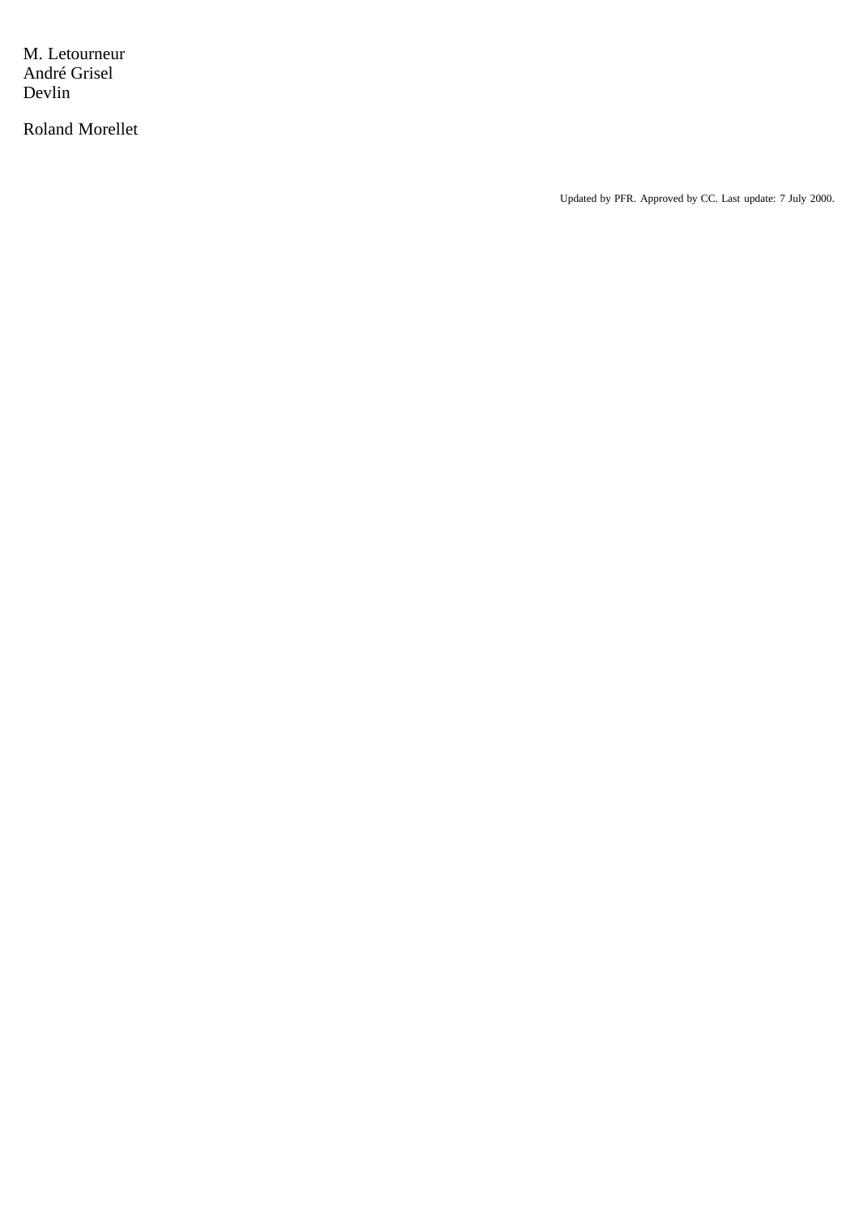M. Letourneur
André Grisel
Devlin

Roland Morellet

Updated by PFR. Approved by CC. Last update: 7 July 2000.